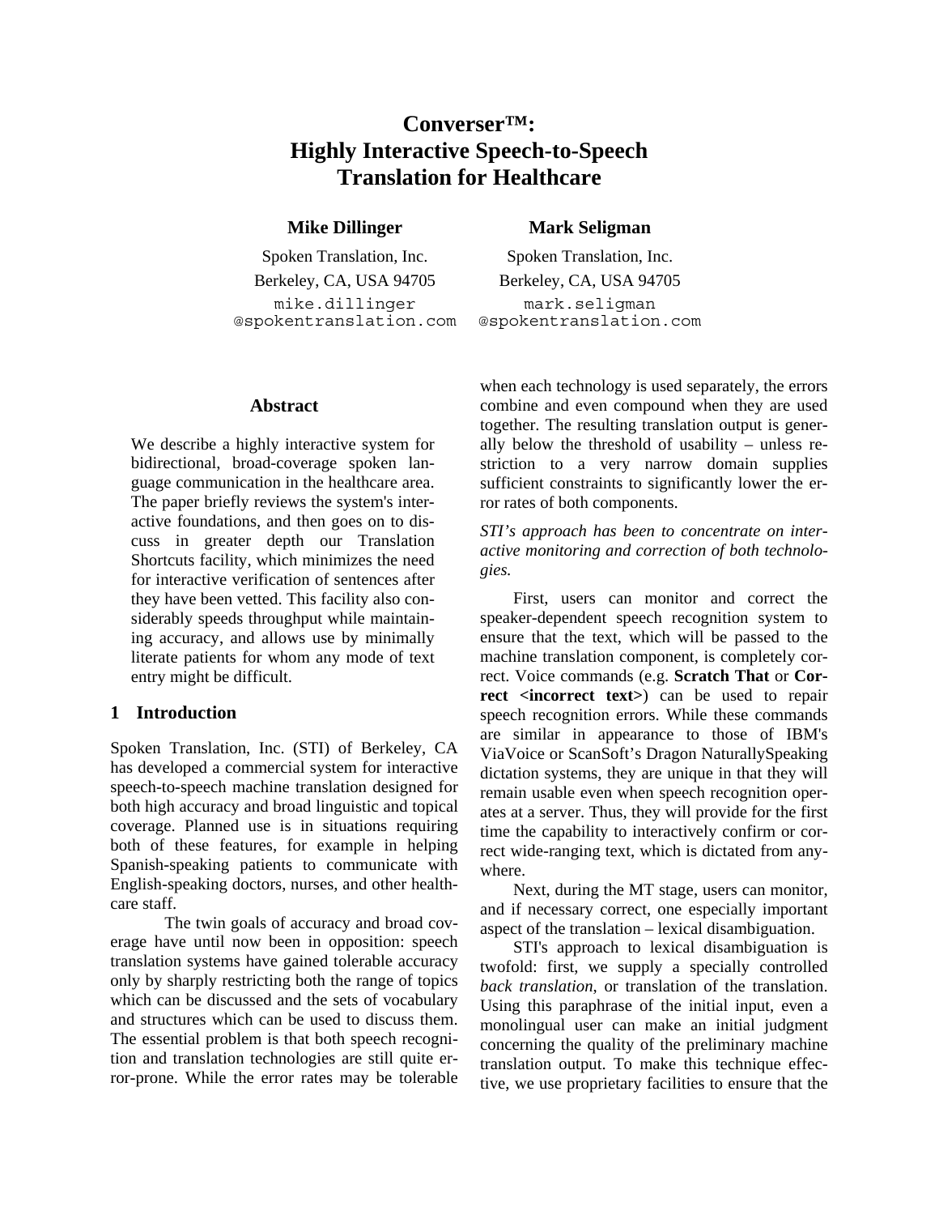# Converser™: Highly Interactive Speech-to-Speech Translation for Healthcare

**Mike Dillinger**
Spoken Translation, Inc.
Berkeley, CA, USA 94705
mike.dillinger@spokentranslation.com

**Mark Seligman**
Spoken Translation, Inc.
Berkeley, CA, USA 94705
mark.seligman@spokentranslation.com

## Abstract

We describe a highly interactive system for bidirectional, broad-coverage spoken language communication in the healthcare area. The paper briefly reviews the system's interactive foundations, and then goes on to discuss in greater depth our Translation Shortcuts facility, which minimizes the need for interactive verification of sentences after they have been vetted. This facility also considerably speeds throughput while maintaining accuracy, and allows use by minimally literate patients for whom any mode of text entry might be difficult.

## 1 Introduction

Spoken Translation, Inc. (STI) of Berkeley, CA has developed a commercial system for interactive speech-to-speech machine translation designed for both high accuracy and broad linguistic and topical coverage. Planned use is in situations requiring both of these features, for example in helping Spanish-speaking patients to communicate with English-speaking doctors, nurses, and other healthcare staff.

The twin goals of accuracy and broad coverage have until now been in opposition: speech translation systems have gained tolerable accuracy only by sharply restricting both the range of topics which can be discussed and the sets of vocabulary and structures which can be used to discuss them. The essential problem is that both speech recognition and translation technologies are still quite error-prone. While the error rates may be tolerable when each technology is used separately, the errors combine and even compound when they are used together. The resulting translation output is generally below the threshold of usability – unless restriction to a very narrow domain supplies sufficient constraints to significantly lower the error rates of both components.

*STI's approach has been to concentrate on interactive monitoring and correction of both technologies.*

First, users can monitor and correct the speaker-dependent speech recognition system to ensure that the text, which will be passed to the machine translation component, is completely correct. Voice commands (e.g. **Scratch That** or **Correct <incorrect text>**) can be used to repair speech recognition errors. While these commands are similar in appearance to those of IBM's ViaVoice or ScanSoft's Dragon NaturallySpeaking dictation systems, they are unique in that they will remain usable even when speech recognition operates at a server. Thus, they will provide for the first time the capability to interactively confirm or correct wide-ranging text, which is dictated from anywhere.

Next, during the MT stage, users can monitor, and if necessary correct, one especially important aspect of the translation – lexical disambiguation.

STI's approach to lexical disambiguation is twofold: first, we supply a specially controlled *back translation*, or translation of the translation. Using this paraphrase of the initial input, even a monolingual user can make an initial judgment concerning the quality of the preliminary machine translation output. To make this technique effective, we use proprietary facilities to ensure that the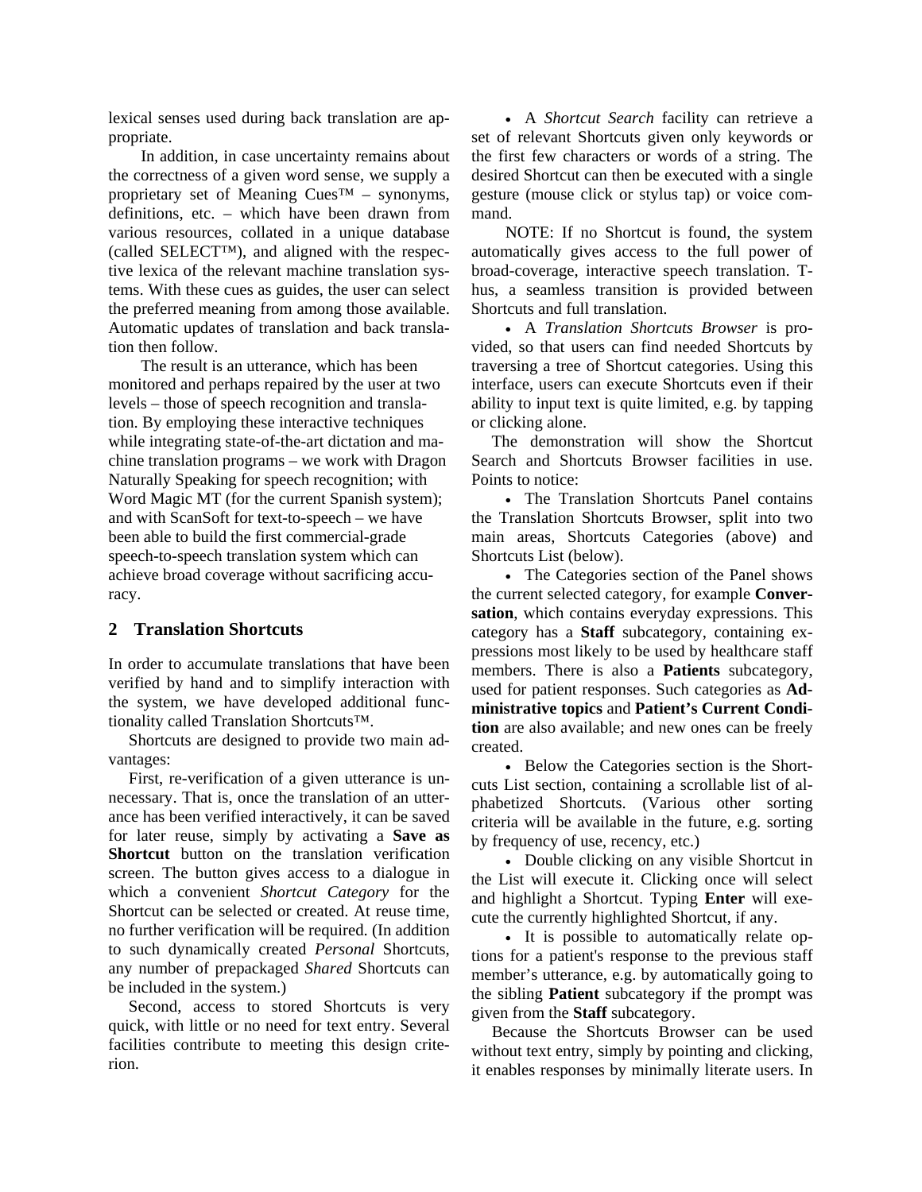lexical senses used during back translation are appropriate.

In addition, in case uncertainty remains about the correctness of a given word sense, we supply a proprietary set of Meaning Cues™ – synonyms, definitions, etc. – which have been drawn from various resources, collated in a unique database (called SELECT™), and aligned with the respective lexica of the relevant machine translation systems. With these cues as guides, the user can select the preferred meaning from among those available. Automatic updates of translation and back translation then follow.

The result is an utterance, which has been monitored and perhaps repaired by the user at two levels – those of speech recognition and translation. By employing these interactive techniques while integrating state-of-the-art dictation and machine translation programs – we work with Dragon Naturally Speaking for speech recognition; with Word Magic MT (for the current Spanish system); and with ScanSoft for text-to-speech – we have been able to build the first commercial-grade speech-to-speech translation system which can achieve broad coverage without sacrificing accuracy.

## 2 Translation Shortcuts

In order to accumulate translations that have been verified by hand and to simplify interaction with the system, we have developed additional functionality called Translation Shortcuts™.

Shortcuts are designed to provide two main advantages:

First, re-verification of a given utterance is unnecessary. That is, once the translation of an utterance has been verified interactively, it can be saved for later reuse, simply by activating a **Save as Shortcut** button on the translation verification screen. The button gives access to a dialogue in which a convenient *Shortcut Category* for the Shortcut can be selected or created. At reuse time, no further verification will be required. (In addition to such dynamically created *Personal* Shortcuts, any number of prepackaged *Shared* Shortcuts can be included in the system.)

Second, access to stored Shortcuts is very quick, with little or no need for text entry. Several facilities contribute to meeting this design criterion.

- A *Shortcut Search* facility can retrieve a set of relevant Shortcuts given only keywords or the first few characters or words of a string. The desired Shortcut can then be executed with a single gesture (mouse click or stylus tap) or voice command.

  NOTE: If no Shortcut is found, the system automatically gives access to the full power of broad-coverage, interactive speech translation. Thus, a seamless transition is provided between Shortcuts and full translation.

- A *Translation Shortcuts Browser* is provided, so that users can find needed Shortcuts by traversing a tree of Shortcut categories. Using this interface, users can execute Shortcuts even if their ability to input text is quite limited, e.g. by tapping or clicking alone.

The demonstration will show the Shortcut Search and Shortcuts Browser facilities in use. Points to notice:

- The Translation Shortcuts Panel contains the Translation Shortcuts Browser, split into two main areas, Shortcuts Categories (above) and Shortcuts List (below).
- The Categories section of the Panel shows the current selected category, for example **Conversation**, which contains everyday expressions. This category has a **Staff** subcategory, containing expressions most likely to be used by healthcare staff members. There is also a **Patients** subcategory, used for patient responses. Such categories as **Administrative topics** and **Patient's Current Condition** are also available; and new ones can be freely created.
- Below the Categories section is the Shortcuts List section, containing a scrollable list of alphabetized Shortcuts. (Various other sorting criteria will be available in the future, e.g. sorting by frequency of use, recency, etc.)
- Double clicking on any visible Shortcut in the List will execute it. Clicking once will select and highlight a Shortcut. Typing **Enter** will execute the currently highlighted Shortcut, if any.
- It is possible to automatically relate options for a patient's response to the previous staff member's utterance, e.g. by automatically going to the sibling **Patient** subcategory if the prompt was given from the **Staff** subcategory.

Because the Shortcuts Browser can be used without text entry, simply by pointing and clicking, it enables responses by minimally literate users. In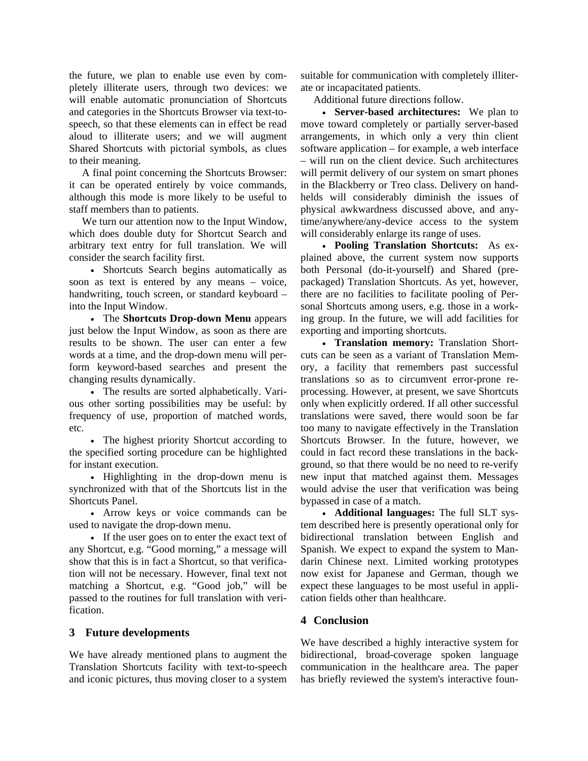the future, we plan to enable use even by completely illiterate users, through two devices: we will enable automatic pronunciation of Shortcuts and categories in the Shortcuts Browser via text-to-speech, so that these elements can in effect be read aloud to illiterate users; and we will augment Shared Shortcuts with pictorial symbols, as clues to their meaning.

A final point concerning the Shortcuts Browser: it can be operated entirely by voice commands, although this mode is more likely to be useful to staff members than to patients.

We turn our attention now to the Input Window, which does double duty for Shortcut Search and arbitrary text entry for full translation. We will consider the search facility first.

- Shortcuts Search begins automatically as soon as text is entered by any means – voice, handwriting, touch screen, or standard keyboard – into the Input Window.
- The **Shortcuts Drop-down Menu** appears just below the Input Window, as soon as there are results to be shown. The user can enter a few words at a time, and the drop-down menu will perform keyword-based searches and present the changing results dynamically.
- The results are sorted alphabetically. Various other sorting possibilities may be useful: by frequency of use, proportion of matched words, etc.
- The highest priority Shortcut according to the specified sorting procedure can be highlighted for instant execution.
- Highlighting in the drop-down menu is synchronized with that of the Shortcuts list in the Shortcuts Panel.
- Arrow keys or voice commands can be used to navigate the drop-down menu.
- If the user goes on to enter the exact text of any Shortcut, e.g. "Good morning," a message will show that this is in fact a Shortcut, so that verification will not be necessary. However, final text not matching a Shortcut, e.g. "Good job," will be passed to the routines for full translation with verification.

## 3 Future developments

We have already mentioned plans to augment the Translation Shortcuts facility with text-to-speech and iconic pictures, thus moving closer to a system suitable for communication with completely illiterate or incapacitated patients.

Additional future directions follow.

- **Server-based architectures:** We plan to move toward completely or partially server-based arrangements, in which only a very thin client software application – for example, a web interface – will run on the client device. Such architectures will permit delivery of our system on smart phones in the Blackberry or Treo class. Delivery on handhelds will considerably diminish the issues of physical awkwardness discussed above, and anytime/anywhere/any-device access to the system will considerably enlarge its range of uses.
- **Pooling Translation Shortcuts:** As explained above, the current system now supports both Personal (do-it-yourself) and Shared (prepackaged) Translation Shortcuts. As yet, however, there are no facilities to facilitate pooling of Personal Shortcuts among users, e.g. those in a working group. In the future, we will add facilities for exporting and importing shortcuts.
- **Translation memory:** Translation Shortcuts can be seen as a variant of Translation Memory, a facility that remembers past successful translations so as to circumvent error-prone reprocessing. However, at present, we save Shortcuts only when explicitly ordered. If all other successful translations were saved, there would soon be far too many to navigate effectively in the Translation Shortcuts Browser. In the future, however, we could in fact record these translations in the background, so that there would be no need to re-verify new input that matched against them. Messages would advise the user that verification was being bypassed in case of a match.
- **Additional languages:** The full SLT system described here is presently operational only for bidirectional translation between English and Spanish. We expect to expand the system to Mandarin Chinese next. Limited working prototypes now exist for Japanese and German, though we expect these languages to be most useful in application fields other than healthcare.

## 4 Conclusion

We have described a highly interactive system for bidirectional, broad-coverage spoken language communication in the healthcare area. The paper has briefly reviewed the system's interactive foun-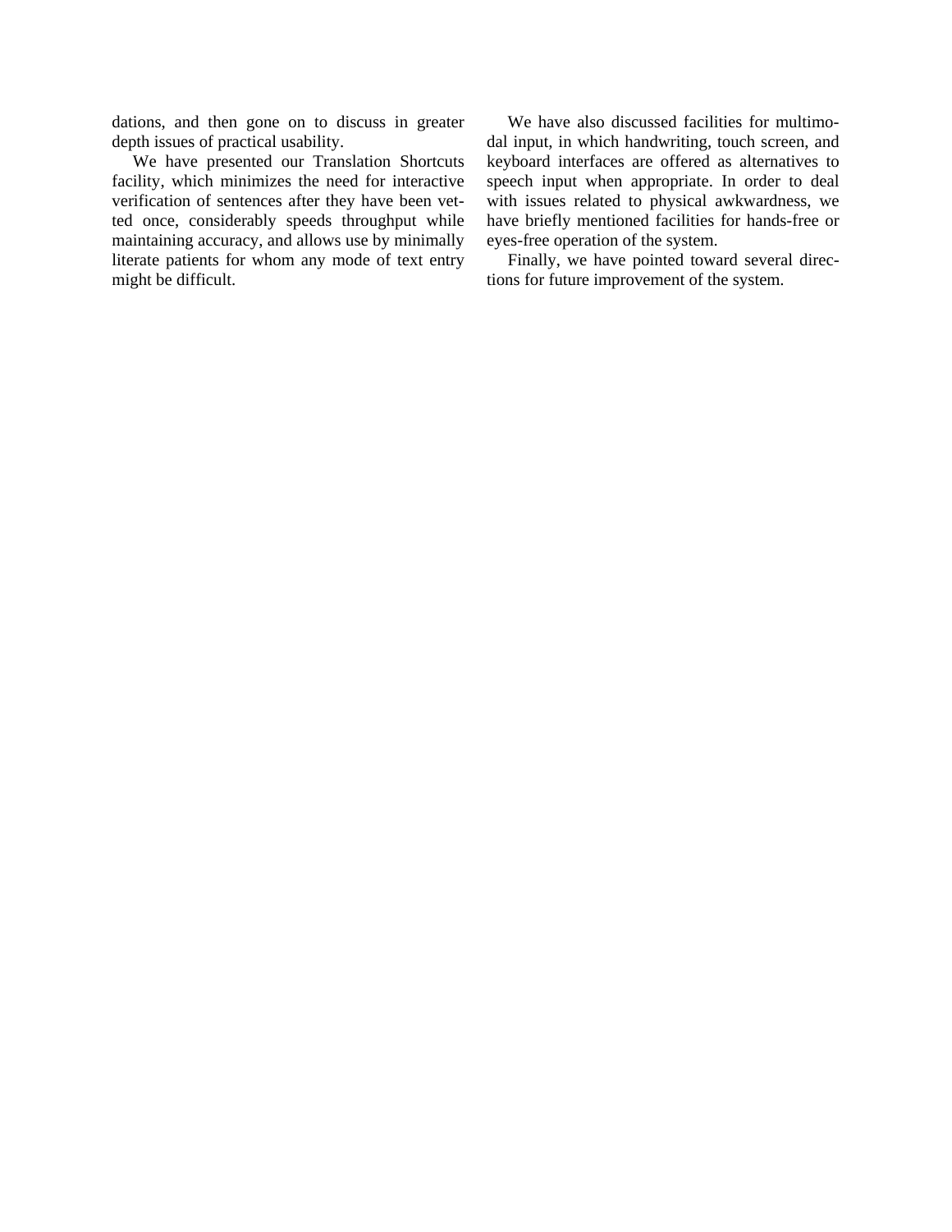dations, and then gone on to discuss in greater depth issues of practical usability.

We have presented our Translation Shortcuts facility, which minimizes the need for interactive verification of sentences after they have been vetted once, considerably speeds throughput while maintaining accuracy, and allows use by minimally literate patients for whom any mode of text entry might be difficult.

We have also discussed facilities for multimodal input, in which handwriting, touch screen, and keyboard interfaces are offered as alternatives to speech input when appropriate. In order to deal with issues related to physical awkwardness, we have briefly mentioned facilities for hands-free or eyes-free operation of the system.

Finally, we have pointed toward several directions for future improvement of the system.